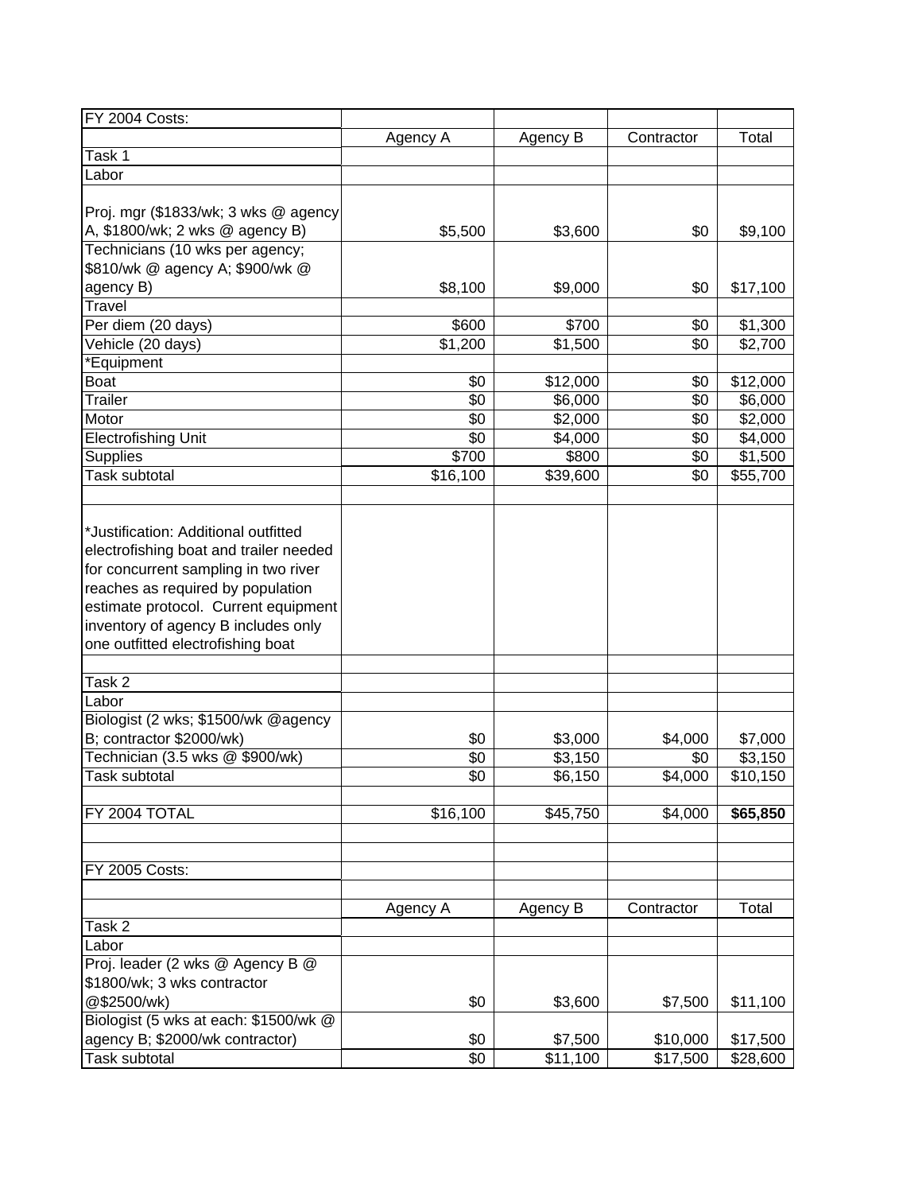| FY 2004 Costs: | | | | |
|---|---|---|---|---|
| | Agency A | Agency B | Contractor | Total |
| Task 1 | | | | |
| Labor | | | | |
| Proj. mgr ($1833/wk; 3 wks @ agency A, $1800/wk; 2 wks @ agency B) | $5,500 | $3,600 | $0 | $9,100 |
| Technicians (10 wks per agency; $810/wk @ agency A; $900/wk @ agency B) | $8,100 | $9,000 | $0 | $17,100 |
| Travel | | | | |
| Per diem (20 days) | $600 | $700 | $0 | $1,300 |
| Vehicle (20 days) | $1,200 | $1,500 | $0 | $2,700 |
| *Equipment | | | | |
| Boat | $0 | $12,000 | $0 | $12,000 |
| Trailer | $0 | $6,000 | $0 | $6,000 |
| Motor | $0 | $2,000 | $0 | $2,000 |
| Electrofishing Unit | $0 | $4,000 | $0 | $4,000 |
| Supplies | $700 | $800 | $0 | $1,500 |
| Task subtotal | $16,100 | $39,600 | $0 | $55,700 |
| | | | | |
| *Justification: Additional outfitted electrofishing boat and trailer needed for concurrent sampling in two river reaches as required by population estimate protocol. Current equipment inventory of agency B includes only one outfitted electrofishing boat | | | | |
| | | | | |
| Task 2 | | | | |
| Labor | | | | |
| Biologist (2 wks; $1500/wk @agency B; contractor $2000/wk) | $0 | $3,000 | $4,000 | $7,000 |
| Technician (3.5 wks @ $900/wk) | $0 | $3,150 | $0 | $3,150 |
| Task subtotal | $0 | $6,150 | $4,000 | $10,150 |
| | | | | |
| FY 2004 TOTAL | $16,100 | $45,750 | $4,000 | **$65,850** |
| | | | | |
| | | | | |
| FY 2005 Costs: | | | | |
| | | | | |
| | Agency A | Agency B | Contractor | Total |
| Task 2 | | | | |
| Labor | | | | |
| Proj. leader (2 wks @ Agency B @ $1800/wk; 3 wks contractor @$2500/wk) | $0 | $3,600 | $7,500 | $11,100 |
| Biologist (5 wks at each: $1500/wk @ agency B; $2000/wk contractor) | $0 | $7,500 | $10,000 | $17,500 |
| Task subtotal | $0 | $11,100 | $17,500 | $28,600 |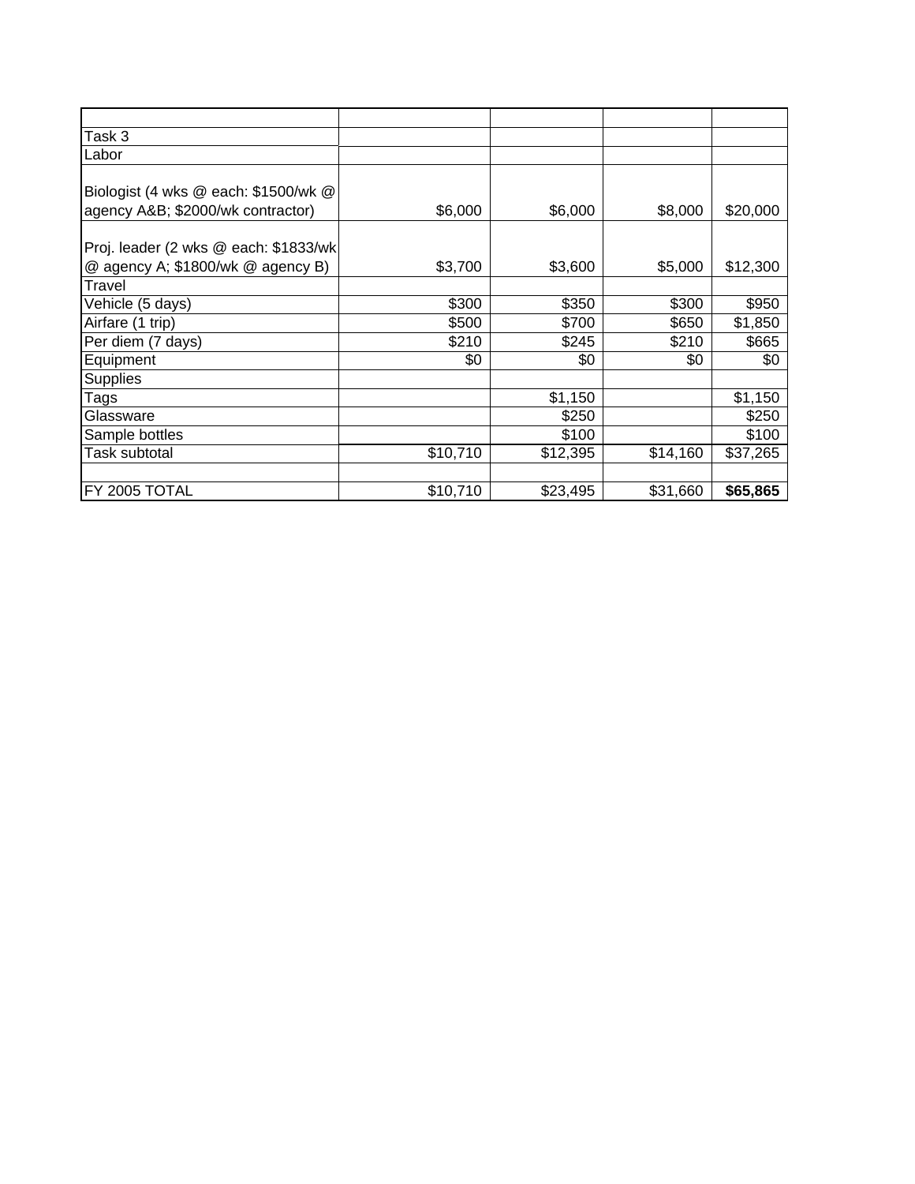| | | | | |
|---|---|---|---|---|
| Task 3 | | | | |
| Labor | | | | |
| Biologist (4 wks @ each: $1500/wk @ agency A&B; $2000/wk contractor) | $6,000 | $6,000 | $8,000 | $20,000 |
| Proj. leader (2 wks @ each: $1833/wk @ agency A; $1800/wk @ agency B) | $3,700 | $3,600 | $5,000 | $12,300 |
| Travel | | | | |
| Vehicle (5 days) | $300 | $350 | $300 | $950 |
| Airfare (1 trip) | $500 | $700 | $650 | $1,850 |
| Per diem (7 days) | $210 | $245 | $210 | $665 |
| Equipment | $0 | $0 | $0 | $0 |
| Supplies | | | | |
| Tags | | $1,150 | | $1,150 |
| Glassware | | $250 | | $250 |
| Sample bottles | | $100 | | $100 |
| Task subtotal | $10,710 | $12,395 | $14,160 | $37,265 |
| | | | | |
| FY 2005 TOTAL | $10,710 | $23,495 | $31,660 | **$65,865** |